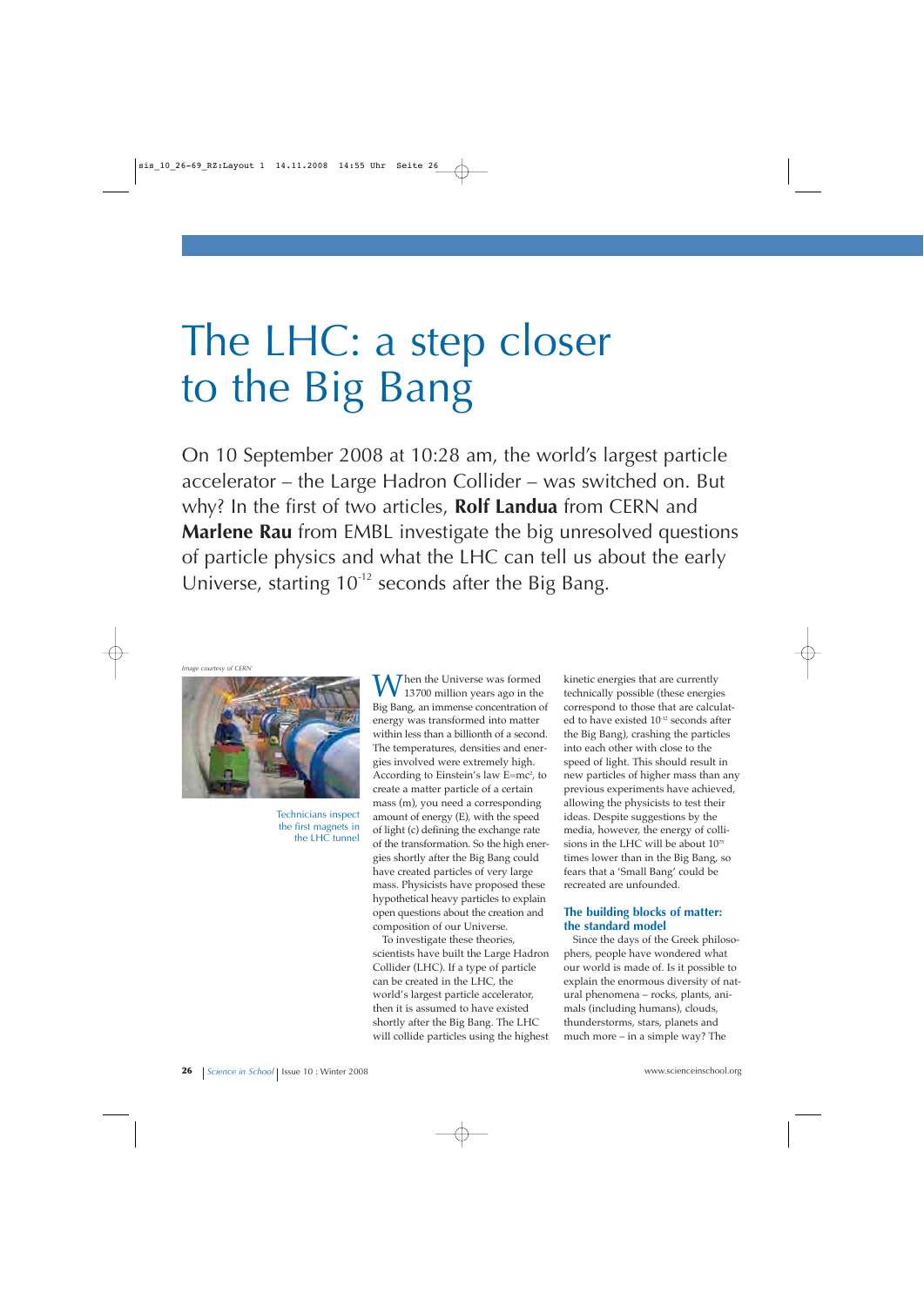# The LHC: a step closer to the Big Bang

On 10 September 2008 at 10:28 am, the world's largest particle accelerator – the Large Hadron Collider – was switched on. But why? In the first of two articles, **Rolf Landua** from CERN and **Marlene Rau** from EMBL investigate the big unresolved questions of particle physics and what the LHC can tell us about the early Universe, starting $10^{-12}$ seconds after the Big Bang.

*Image courtesy of CERN*

Technicians inspect the first magnets in the LHC tunnel

When the Universe was formed 13700 million years ago in the Big Bang, an immense concentration of energy was transformed into matter within less than a billionth of a second. The temperatures, densities and energies involved were extremely high. According to Einstein's law $E=mc^2$, to create a matter particle of a certain mass (m), you need a corresponding amount of energy (E), with the speed of light (c) defining the exchange rate of the transformation. So the high energies shortly after the Big Bang could have created particles of very large mass. Physicists have proposed these hypothetical heavy particles to explain open questions about the creation and composition of our Universe.

To investigate these theories, scientists have built the Large Hadron Collider (LHC). If a type of particle can be created in the LHC, the world's largest particle accelerator, then it is assumed to have existed shortly after the Big Bang. The LHC will collide particles using the highest kinetic energies that are currently technically possible (these energies correspond to those that are calculated to have existed $10^{-12}$ seconds after the Big Bang), crashing the particles into each other with close to the speed of light. This should result in new particles of higher mass than any previous experiments have achieved, allowing the physicists to test their ideas. Despite suggestions by the media, however, the energy of collisions in the LHC will be about $10^{75}$ times lower than in the Big Bang, so fears that a 'Small Bang' could be recreated are unfounded.

## The building blocks of matter: the standard model

Since the days of the Greek philosophers, people have wondered what our world is made of. Is it possible to explain the enormous diversity of natural phenomena – rocks, plants, animals (including humans), clouds, thunderstorms, stars, planets and much more – in a simple way? The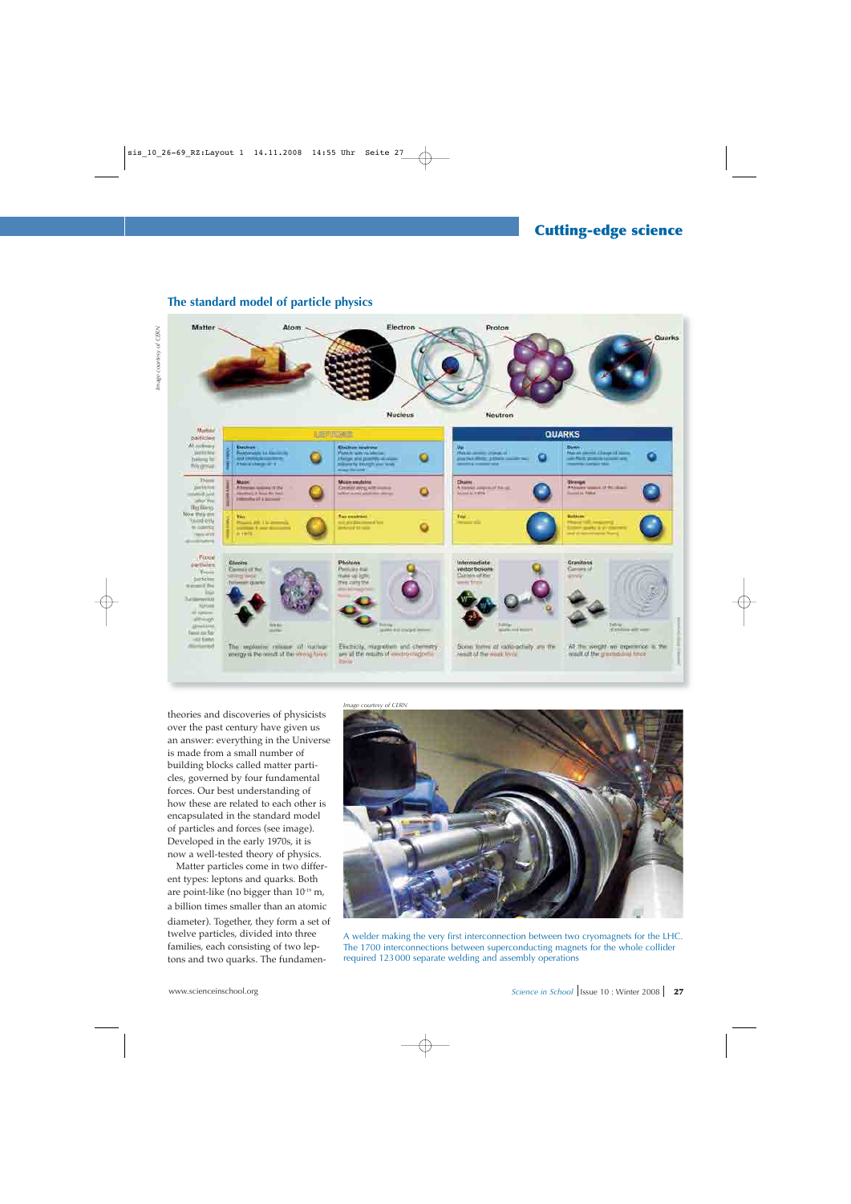## The standard model of particle physics

*Image courtesy of CERN*

theories and discoveries of physicists over the past century have given us an answer: everything in the Universe is made from a small number of building blocks called matter particles, governed by four fundamental forces. Our best understanding of how these are related to each other is encapsulated in the standard model of particles and forces (see image). Developed in the early 1970s, it is now a well-tested theory of physics.

Matter particles come in two different types: leptons and quarks. Both are point-like (no bigger than $10^{-19}$ m, a billion times smaller than an atomic diameter). Together, they form a set of twelve particles, divided into three families, each consisting of two leptons and two quarks. The fundamen-

*Image courtesy of CERN*

A welder making the very first interconnection between two cryomagnets for the LHC. The 1700 interconnections between superconducting magnets for the whole collider required 123 000 separate welding and assembly operations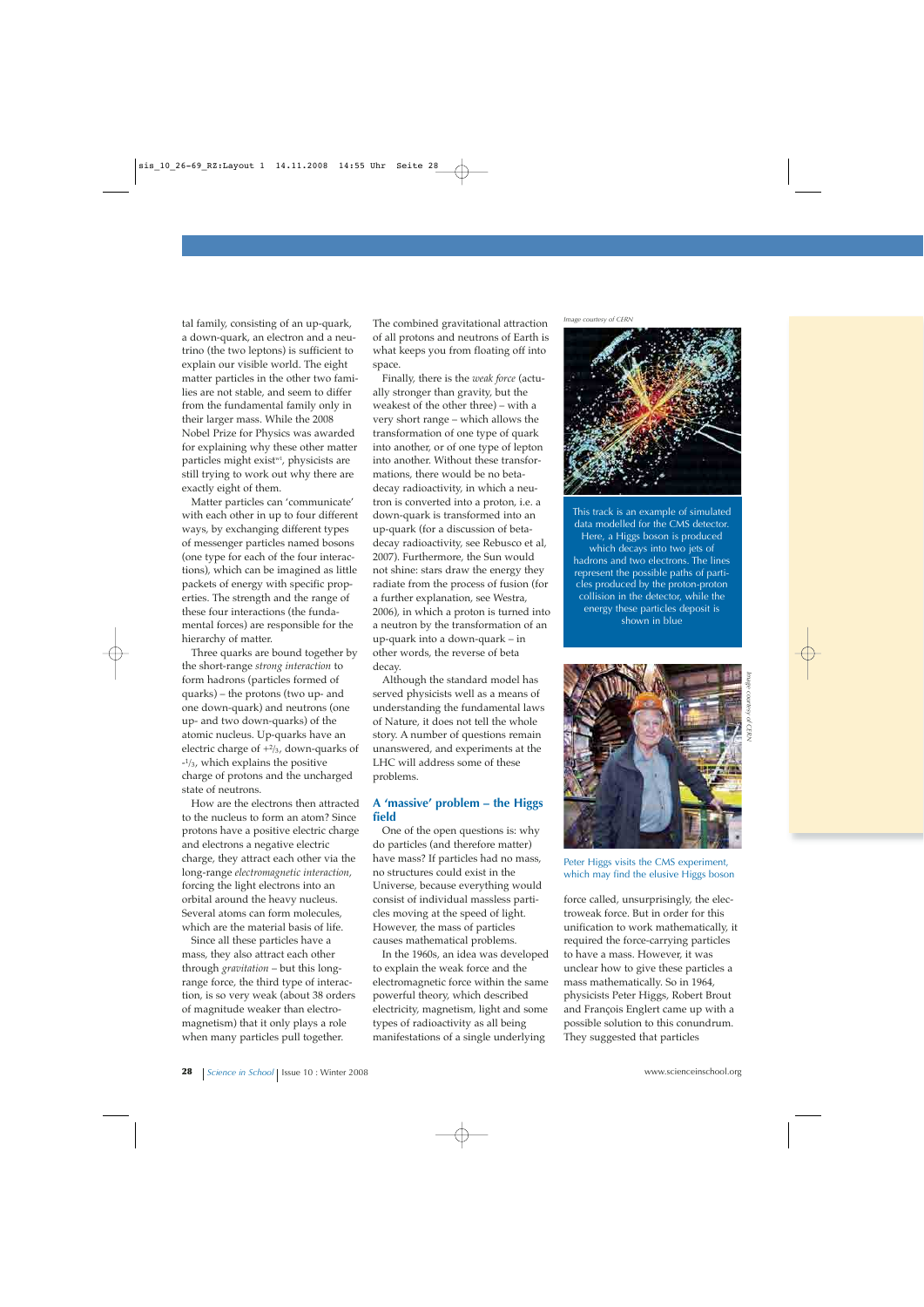tal family, consisting of an up-quark, a down-quark, an electron and a neutrino (the two leptons) is sufficient to explain our visible world. The eight matter particles in the other two families are not stable, and seem to differ from the fundamental family only in their larger mass. While the 2008 Nobel Prize for Physics was awarded for explaining why these other matter particles might exist[w1], physicists are still trying to work out why there are exactly eight of them.

Matter particles can 'communicate' with each other in up to four different ways, by exchanging different types of messenger particles named bosons (one type for each of the four interactions), which can be imagined as little packets of energy with specific properties. The strength and the range of these four interactions (the fundamental forces) are responsible for the hierarchy of matter.

Three quarks are bound together by the short-range *strong interaction* to form hadrons (particles formed of quarks) – the protons (two up- and one down-quark) and neutrons (one up- and two down-quarks) of the atomic nucleus. Up-quarks have an electric charge of $+^2/_3$, down-quarks of $-^1/_3$, which explains the positive charge of protons and the uncharged state of neutrons.

How are the electrons then attracted to the nucleus to form an atom? Since protons have a positive electric charge and electrons a negative electric charge, they attract each other via the long-range *electromagnetic interaction*, forcing the light electrons into an orbital around the heavy nucleus. Several atoms can form molecules, which are the material basis of life.

Since all these particles have a mass, they also attract each other through *gravitation* – but this long-range force, the third type of interaction, is so very weak (about 38 orders of magnitude weaker than electromagnetism) that it only plays a role when many particles pull together. The combined gravitational attraction of all protons and neutrons of Earth is what keeps you from floating off into space.

Finally, there is the *weak force* (actually stronger than gravity, but the weakest of the other three) – with a very short range – which allows the transformation of one type of quark into another, or of one type of lepton into another. Without these transformations, there would be no beta-decay radioactivity, in which a neutron is converted into a proton, i.e. a down-quark is transformed into an up-quark (for a discussion of beta-decay radioactivity, see Rebusco et al, 2007). Furthermore, the Sun would not shine: stars draw the energy they radiate from the process of fusion (for a further explanation, see Westra, 2006), in which a proton is turned into a neutron by the transformation of an up-quark into a down-quark – in other words, the reverse of beta decay.

Although the standard model has served physicists well as a means of understanding the fundamental laws of Nature, it does not tell the whole story. A number of questions remain unanswered, and experiments at the LHC will address some of these problems.

## A 'massive' problem – the Higgs field

One of the open questions is: why do particles (and therefore matter) have mass? If particles had no mass, no structures could exist in the Universe, because everything would consist of individual massless particles moving at the speed of light. However, the mass of particles causes mathematical problems.

In the 1960s, an idea was developed to explain the weak force and the electromagnetic force within the same powerful theory, which described electricity, magnetism, light and some types of radioactivity as all being manifestations of a single underlying force called, unsurprisingly, the electroweak force. But in order for this unification to work mathematically, it required the force-carrying particles to have a mass. However, it was unclear how to give these particles a mass mathematically. So in 1964, physicists Peter Higgs, Robert Brout and François Englert came up with a possible solution to this conundrum. They suggested that particles

Image courtesy of CERN

This track is an example of simulated data modelled for the CMS detector. Here, a Higgs boson is produced which decays into two jets of hadrons and two electrons. The lines represent the possible paths of particles produced by the proton-proton collision in the detector, while the energy these particles deposit is shown in blue

Image courtesy of CERN

Peter Higgs visits the CMS experiment, which may find the elusive Higgs boson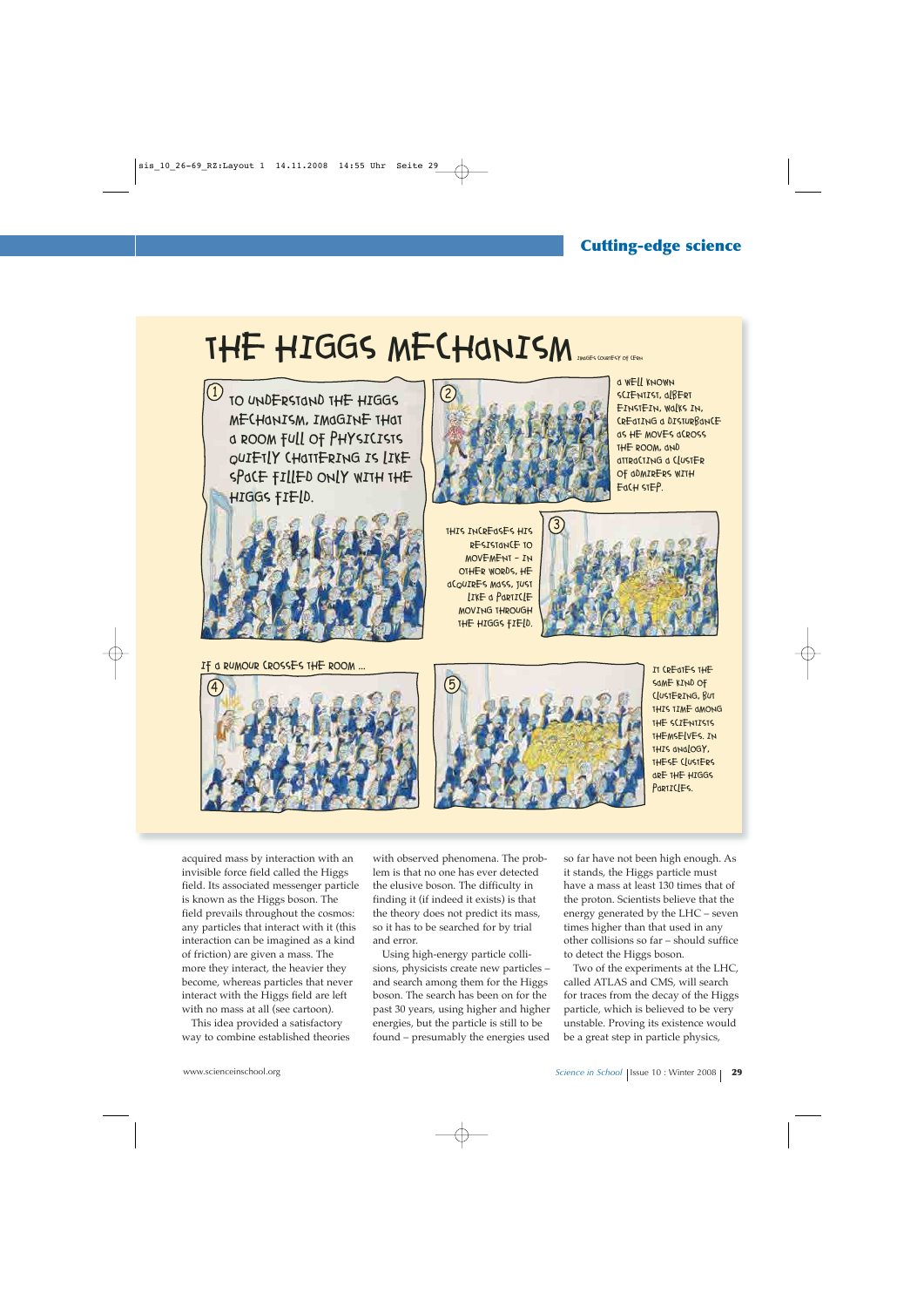# THE HIGGS MECHANISM

IMAGES COURTESY OF CERN

1. TO UNDERSTAND THE HIGGS MECHANISM, IMAGINE THAT A ROOM FULL OF PHYSICISTS QUIETLY CHATTERING IS LIKE SPACE FILLED ONLY WITH THE HIGGS FIELD.

2. A WELL KNOWN SCIENTIST, ALBERT EINSTEIN, WALKS IN, CREATING A DISTURBANCE AS HE MOVES ACROSS THE ROOM, AND ATTRACTING A CLUSTER OF ADMIRERS WITH EACH STEP.

3. THIS INCREASES HIS RESISTANCE TO MOVEMENT – IN OTHER WORDS, HE ACQUIRES MASS, JUST LIKE A PARTICLE MOVING THROUGH THE HIGGS FIELD.

4. IF A RUMOUR CROSSES THE ROOM ...

5. IT CREATES THE SAME KIND OF CLUSTERING, BUT THIS TIME AMONG THE SCIENTISTS THEMSELVES. IN THIS ANALOGY, THESE CLUSTERS ARE THE HIGGS PARTICLES.

acquired mass by interaction with an invisible force field called the Higgs field. Its associated messenger particle is known as the Higgs boson. The field prevails throughout the cosmos: any particles that interact with it (this interaction can be imagined as a kind of friction) are given a mass. The more they interact, the heavier they become, whereas particles that never interact with the Higgs field are left with no mass at all (see cartoon).

This idea provided a satisfactory way to combine established theories with observed phenomena. The problem is that no one has ever detected the elusive boson. The difficulty in finding it (if indeed it exists) is that the theory does not predict its mass, so it has to be searched for by trial and error.

Using high-energy particle collisions, physicists create new particles – and search among them for the Higgs boson. The search has been on for the past 30 years, using higher and higher energies, but the particle is still to be found – presumably the energies used so far have not been high enough. As it stands, the Higgs particle must have a mass at least 130 times that of the proton. Scientists believe that the energy generated by the LHC – seven times higher than that used in any other collisions so far – should suffice to detect the Higgs boson.

Two of the experiments at the LHC, called ATLAS and CMS, will search for traces from the decay of the Higgs particle, which is believed to be very unstable. Proving its existence would be a great step in particle physics,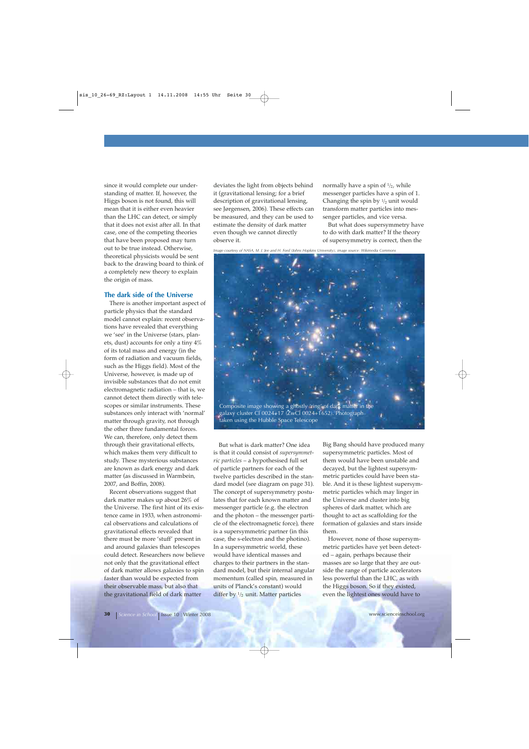since it would complete our understanding of matter. If, however, the Higgs boson is not found, this will mean that it is either even heavier than the LHC can detect, or simply that it does not exist after all. In that case, one of the competing theories that have been proposed may turn out to be true instead. Otherwise, theoretical physicists would be sent back to the drawing board to think of a completely new theory to explain the origin of mass.

## The dark side of the Universe

There is another important aspect of particle physics that the standard model cannot explain: recent observations have revealed that everything we 'see' in the Universe (stars, planets, dust) accounts for only a tiny 4% of its total mass and energy (in the form of radiation and vacuum fields, such as the Higgs field). Most of the Universe, however, is made up of invisible substances that do not emit electromagnetic radiation – that is, we cannot detect them directly with telescopes or similar instruments. These substances only interact with 'normal' matter through gravity, not through the other three fundamental forces. We can, therefore, only detect them through their gravitational effects, which makes them very difficult to study. These mysterious substances are known as dark energy and dark matter (as discussed in Warmbein, 2007, and Boffin, 2008).

Recent observations suggest that dark matter makes up about 26% of the Universe. The first hint of its existence came in 1933, when astronomical observations and calculations of gravitational effects revealed that there must be more 'stuff' present in and around galaxies than telescopes could detect. Researchers now believe not only that the gravitational effect of dark matter allows galaxies to spin faster than would be expected from their observable mass, but also that the gravitational field of dark matter deviates the light from objects behind it (gravitational lensing; for a brief description of gravitational lensing, see Jørgensen, 2006). These effects can be measured, and they can be used to estimate the density of dark matter even though we cannot directly observe it.

Image courtesy of NASA, M. J. Jee and H. Ford (Johns Hopkins University); image source: Wikimedia Commons

Composite image showing a ghostly 'ring' of dark matter in the galaxy cluster Cl 0024+17 (ZwCl 0024+1652). Photograph taken using the Hubble Space Telescope

But what is dark matter? One idea is that it could consist of *supersymmetric particles* – a hypothesised full set of particle partners for each of the twelve particles described in the standard model (see diagram on page 31). The concept of supersymmetry postulates that for each known matter and messenger particle (e.g. the electron and the photon – the messenger particle of the electromagnetic force), there is a supersymmetric partner (in this case, the s-electron and the photino). In a supersymmetric world, these would have identical masses and charges to their partners in the standard model, but their internal angular momentum (called spin, measured in units of Planck's constant) would differ by $1/2$ unit. Matter particles normally have a spin of $1/2$, while messenger particles have a spin of 1. Changing the spin by $1/2$ unit would transform matter particles into messenger particles, and vice versa.

But what does supersymmetry have to do with dark matter? If the theory of supersymmetry is correct, then the Big Bang should have produced many supersymmetric particles. Most of them would have been unstable and decayed, but the lightest supersymmetric particles could have been stable. And it is these lightest supersymmetric particles which may linger in the Universe and cluster into big spheres of dark matter, which are thought to act as scaffolding for the formation of galaxies and stars inside them.

However, none of those supersymmetric particles have yet been detected – again, perhaps because their masses are so large that they are outside the range of particle accelerators less powerful than the LHC, as with the Higgs boson. So if they existed, even the lightest ones would have to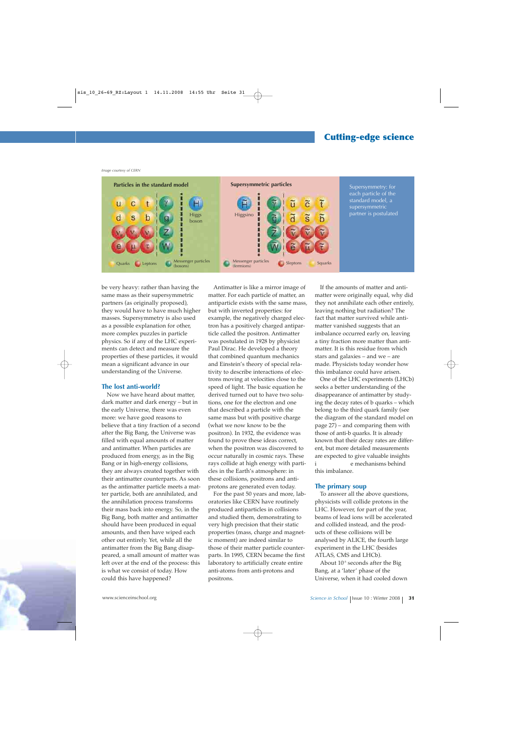*Image courtesy of CERN*

Supersymmetry: for each particle of the standard model, a supersymmetric partner is postulated

be very heavy: rather than having the same mass as their supersymmetric partners (as originally proposed), they would have to have much higher masses. Supersymmetry is also used as a possible explanation for other, more complex puzzles in particle physics. So if any of the LHC experiments can detect and measure the properties of these particles, it would mean a significant advance in our understanding of the Universe.

## The lost anti-world?

Now we have heard about matter, dark matter and dark energy – but in the early Universe, there was even more: we have good reasons to believe that a tiny fraction of a second after the Big Bang, the Universe was filled with equal amounts of matter and antimatter. When particles are produced from energy, as in the Big Bang or in high-energy collisions, they are always created together with their antimatter counterparts. As soon as the antimatter particle meets a matter particle, both are annihilated, and the annihilation process transforms their mass back into energy. So, in the Big Bang, both matter and antimatter should have been produced in equal amounts, and then have wiped each other out entirely. Yet, while all the antimatter from the Big Bang disappeared, a small amount of matter was left over at the end of the process: this is what we consist of today. How could this have happened?

Antimatter is like a mirror image of matter. For each particle of matter, an antiparticle exists with the same mass, but with inverted properties: for example, the negatively charged electron has a positively charged antiparticle called the positron. Antimatter was postulated in 1928 by physicist Paul Dirac. He developed a theory that combined quantum mechanics and Einstein's theory of special relativity to describe interactions of electrons moving at velocities close to the speed of light. The basic equation he derived turned out to have two solutions, one for the electron and one that described a particle with the same mass but with positive charge (what we now know to be the positron). In 1932, the evidence was found to prove these ideas correct, when the positron was discovered to occur naturally in cosmic rays. These rays collide at high energy with particles in the Earth's atmosphere: in these collisions, positrons and antiprotons are generated even today.

For the past 50 years and more, laboratories like CERN have routinely produced antiparticles in collisions and studied them, demonstrating to very high precision that their static properties (mass, charge and magnetic moment) are indeed similar to those of their matter particle counterparts. In 1995, CERN became the first laboratory to artificially create entire anti-atoms from anti-protons and positrons.

If the amounts of matter and antimatter were originally equal, why did they not annihilate each other entirely, leaving nothing but radiation? The fact that matter survived while antimatter vanished suggests that an imbalance occurred early on, leaving a tiny fraction more matter than antimatter. It is this residue from which stars and galaxies – and we – are made. Physicists today wonder how this imbalance could have arisen.

One of the LHC experiments (LHCb) seeks a better understanding of the disappearance of antimatter by studying the decay rates of b quarks – which belong to the third quark family (see the diagram of the standard model on page 27) – and comparing them with those of anti-b quarks. It is already known that their decay rates are different, but more detailed measurements are expected to give valuable insights i e mechanisms behind this imbalance.

## The primary soup

To answer all the above questions, physicists will collide protons in the LHC. However, for part of the year, beams of lead ions will be accelerated and collided instead, and the products of these collisions will be analysed by ALICE, the fourth large experiment in the LHC (besides ATLAS, CMS and LHCb).

About $10^{-5}$ seconds after the Big Bang, at a 'later' phase of the Universe, when it had cooled down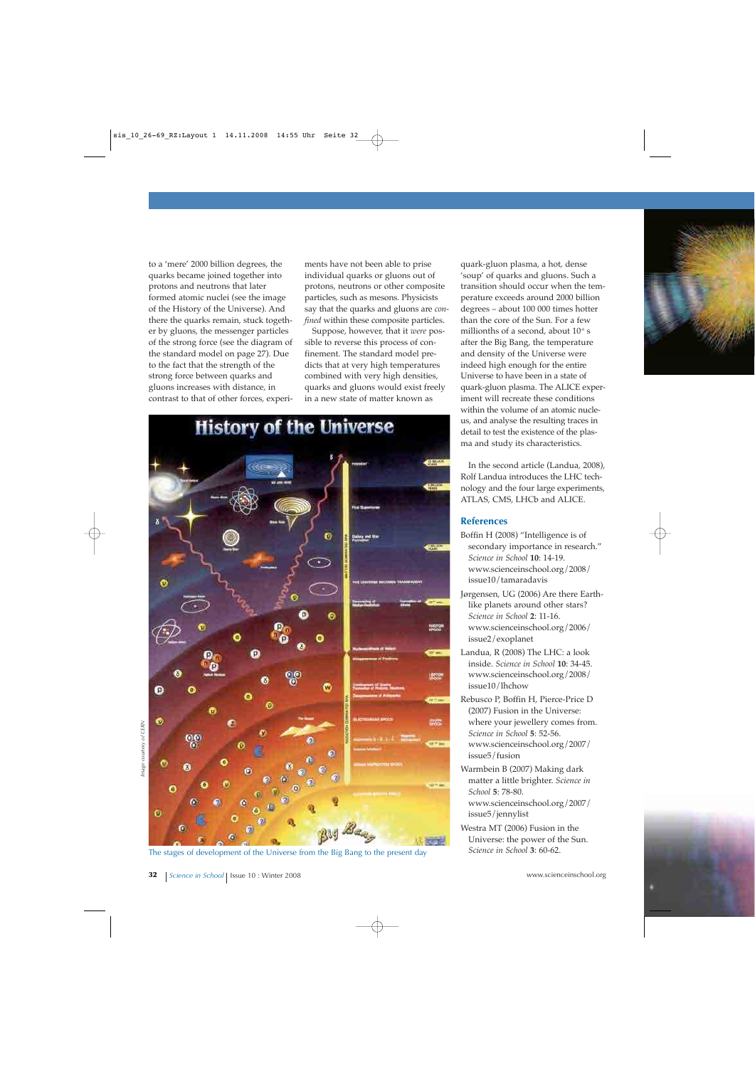to a 'mere' 2000 billion degrees, the quarks became joined together into protons and neutrons that later formed atomic nuclei (see the image of the History of the Universe). And there the quarks remain, stuck together by gluons, the messenger particles of the strong force (see the diagram of the standard model on page 27). Due to the fact that the strength of the strong force between quarks and gluons increases with distance, in contrast to that of other forces, experiments have not been able to prise individual quarks or gluons out of protons, neutrons or other composite particles, such as mesons. Physicists say that the quarks and gluons are *confined* within these composite particles.

Suppose, however, that it *were* possible to reverse this process of confinement. The standard model predicts that at very high temperatures combined with very high densities, quarks and gluons would exist freely in a new state of matter known as quark-gluon plasma, a hot, dense 'soup' of quarks and gluons. Such a transition should occur when the temperature exceeds around 2000 billion degrees – about 100 000 times hotter than the core of the Sun. For a few millionths of a second, about $10^{-6}$ s after the Big Bang, the temperature and density of the Universe were indeed high enough for the entire Universe to have been in a state of quark-gluon plasma. The ALICE experiment will recreate these conditions within the volume of an atomic nucleus, and analyse the resulting traces in detail to test the existence of the plasma and study its characteristics.

In the second article (Landua, 2008), Rolf Landua introduces the LHC technology and the four large experiments, ATLAS, CMS, LHCb and ALICE.

The stages of development of the Universe from the Big Bang to the present day

*Image courtesy of CERN*

## References

Boffin H (2008) "Intelligence is of secondary importance in research." *Science in School* **10**: 14-19. www.scienceinschool.org/2008/issue10/tamaradavis

Jørgensen, UG (2006) Are there Earth-like planets around other stars? *Science in School* **2**: 11-16. www.scienceinschool.org/2006/issue2/exoplanet

Landua, R (2008) The LHC: a look inside. *Science in School* **10**: 34-45. www.scienceinschool.org/2008/issue10/lhchow

Rebusco P, Boffin H, Pierce-Price D (2007) Fusion in the Universe: where your jewellery comes from. *Science in School* **5**: 52-56. www.scienceinschool.org/2007/issue5/fusion

Warmbein B (2007) Making dark matter a little brighter. *Science in School* **5**: 78-80. www.scienceinschool.org/2007/issue5/jennylist

Westra MT (2006) Fusion in the Universe: the power of the Sun. *Science in School* **3**: 60-62.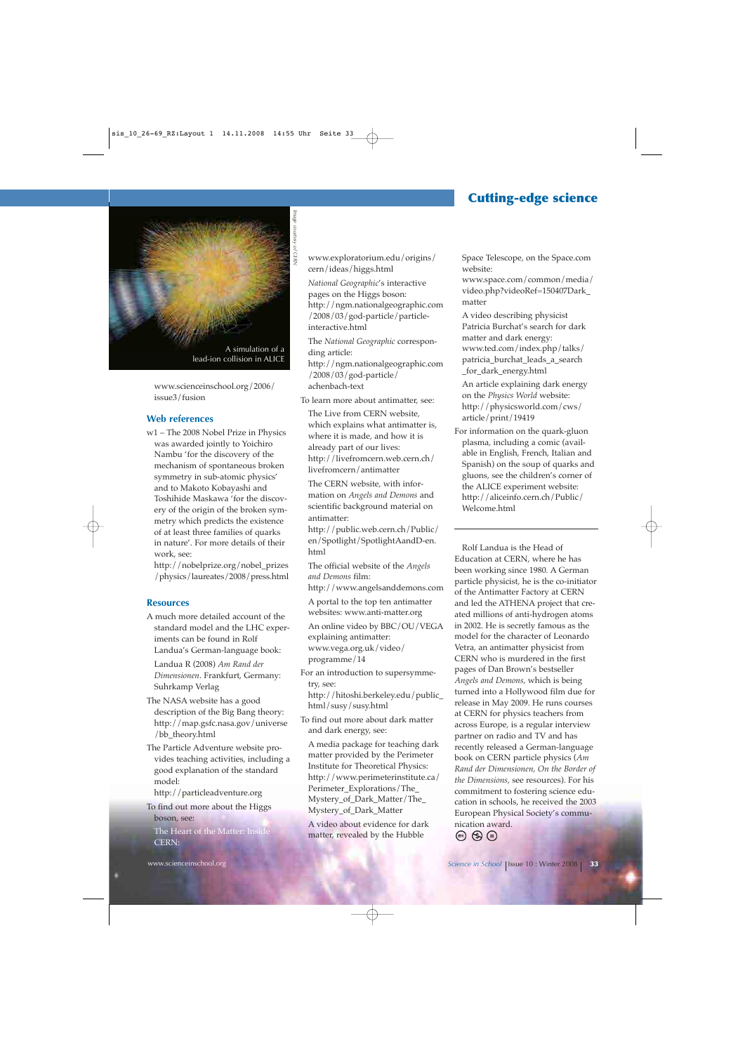A simulation of a lead-ion collision in ALICE

Image courtesy of CERN

www.scienceinschool.org/2006/issue3/fusion

### Web references

w1 – The 2008 Nobel Prize in Physics was awarded jointly to Yoichiro Nambu 'for the discovery of the mechanism of spontaneous broken symmetry in sub-atomic physics' and to Makoto Kobayashi and Toshihide Maskawa 'for the discovery of the origin of the broken symmetry which predicts the existence of at least three families of quarks in nature'. For more details of their work, see:
http://nobelprize.org/nobel_prizes/physics/laureates/2008/press.html

### Resources

A much more detailed account of the standard model and the LHC experiments can be found in Rolf Landua's German-language book:

Landua R (2008) *Am Rand der Dimensionen*. Frankfurt, Germany: Suhrkamp Verlag

The NASA website has a good description of the Big Bang theory:
http://map.gsfc.nasa.gov/universe/bb_theory.html

The Particle Adventure website provides teaching activities, including a good explanation of the standard model:
http://particleadventure.org

To find out more about the Higgs boson, see:

The Heart of the Matter: Inside CERN:
www.exploratorium.edu/origins/cern/ideas/higgs.html

*National Geographic*'s interactive pages on the Higgs boson:
http://ngm.nationalgeographic.com/2008/03/god-particle/particle-interactive.html

The *National Geographic* corresponding article:
http://ngm.nationalgeographic.com/2008/03/god-particle/achenbach-text

To learn more about antimatter, see:

The Live from CERN website, which explains what antimatter is, where it is made, and how it is already part of our lives:
http://livefromcern.web.cern.ch/livefromcern/antimatter

The CERN website, with information on *Angels and Demons* and scientific background material on antimatter:
http://public.web.cern.ch/Public/en/Spotlight/SpotlightAandD-en.html

The official website of the *Angels and Demons* film:
http://www.angelsanddemons.com

A portal to the top ten antimatter websites: www.anti-matter.org

An online video by BBC/OU/VEGA explaining antimatter:
www.vega.org.uk/video/programme/14

For an introduction to supersymmetry, see:
http://hitoshi.berkeley.edu/public_html/susy/susy.html

To find out more about dark matter and dark energy, see:

A media package for teaching dark matter provided by the Perimeter Institute for Theoretical Physics:
http://www.perimeterinstitute.ca/Perimeter_Explorations/The_Mystery_of_Dark_Matter/The_Mystery_of_Dark_Matter

A video about evidence for dark matter, revealed by the Hubble Space Telescope, on the Space.com website:
www.space.com/common/media/video.php?videoRef=150407Dark_matter

A video describing physicist Patricia Burchat's search for dark matter and dark energy:
www.ted.com/index.php/talks/patricia_burchat_leads_a_search_for_dark_energy.html

An article explaining dark energy on the *Physics World* website:
http://physicsworld.com/cws/article/print/19419

For information on the quark-gluon plasma, including a comic (available in English, French, Italian and Spanish) on the soup of quarks and gluons, see the children's corner of the ALICE experiment website:
http://aliceinfo.cern.ch/Public/Welcome.html

---

Rolf Landua is the Head of Education at CERN, where he has been working since 1980. A German particle physicist, he is the co-initiator of the Antimatter Factory at CERN and led the ATHENA project that created millions of anti-hydrogen atoms in 2002. He is secretly famous as the model for the character of Leonardo Vetra, an antimatter physicist from CERN who is murdered in the first pages of Dan Brown's bestseller *Angels and Demons*, which is being turned into a Hollywood film due for release in May 2009. He runs courses at CERN for physics teachers from across Europe, is a regular interview partner on radio and TV and has recently released a German-language book on CERN particle physics (*Am Rand der Dimensionen*, *On the Border of the Dimensions*, see resources). For his commitment to fostering science education in schools, he received the 2003 European Physical Society's communication award.